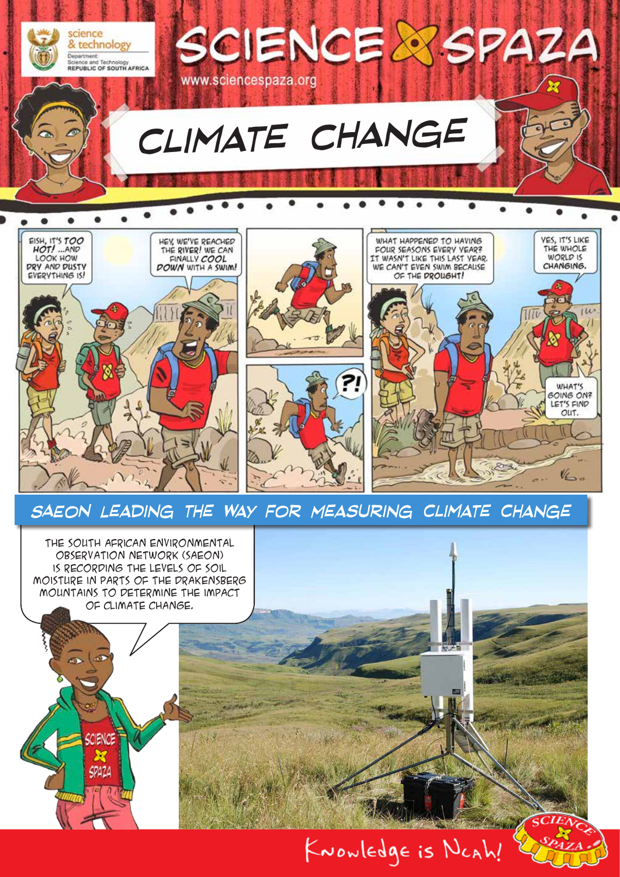science & technology
Department: Science and Technology
REPUBLIC OF SOUTH AFRICA

# SCIENCE SPAZA

www.sciencespaza.org

# CLIMATE CHANGE

EISH, IT'S *TOO HOT!* ...AND LOOK HOW DRY AND DUSTY EVERYTHING IS!

HEY, WE'VE REACHED THE RIVER! WE CAN FINALLY *COOL DOWN* WITH A SWIM!

?!

WHAT HAPPENED TO HAVING FOUR SEASONS EVERY YEAR? IT WASN'T LIKE THIS LAST YEAR. WE CAN'T EVEN SWIM BECAUSE OF THE DROUGHT!

YES, IT'S LIKE THE WHOLE WORLD IS CHANGING.

WHAT'S GOING ON? LET'S FIND OUT.

## SAEON LEADING THE WAY FOR MEASURING CLIMATE CHANGE

THE SOUTH AFRICAN ENVIRONMENTAL OBSERVATION NETWORK (SAEON) IS RECORDING THE LEVELS OF SOIL MOISTURE IN PARTS OF THE DRAKENSBERG MOUNTAINS TO DETERMINE THE IMPACT OF CLIMATE CHANGE.

Knowledge is Ncah!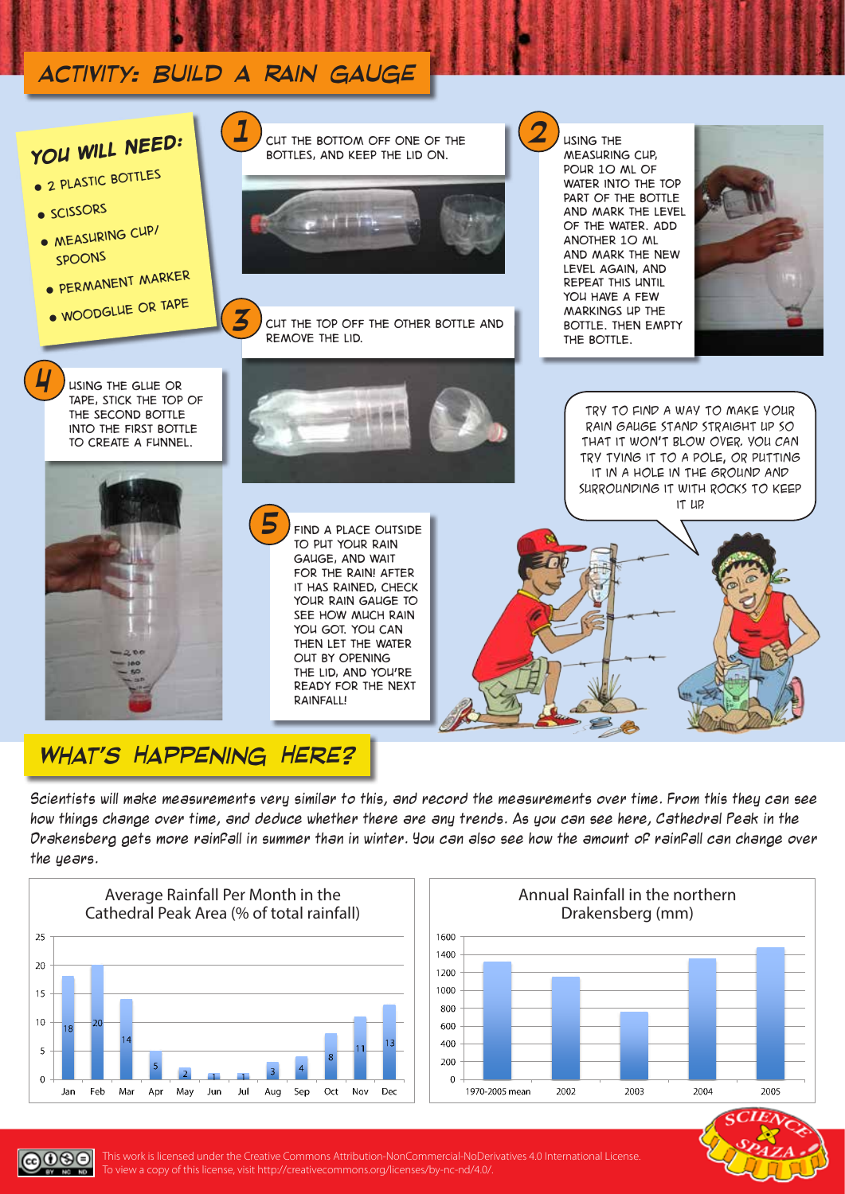# Activity: Build a rain gauge

## You will need:

- 2 plastic bottles
- Scissors
- Measuring cup/ spoons
- Permanent marker
- Woodglue or tape

**1** Cut the bottom off one of the bottles, and keep the lid on.

**2** Using the measuring cup, pour 10 ml of water into the top part of the bottle and mark the level of the water. Add another 10 ml and mark the new level again, and repeat this until you have a few markings up the bottle. Then empty the bottle.

**3** Cut the top off the other bottle and remove the lid.

**4** Using the glue or tape, stick the top of the second bottle into the first bottle to create a funnel.

**5** Find a place outside to put your rain gauge, and wait for the rain! After it has rained, check your rain gauge to see how much rain you got. You can then let the water out by opening the lid, and you're ready for the next rainfall!

Try to find a way to make your rain gauge stand straight up so that it won't blow over. You can try tying it to a pole, or putting it in a hole in the ground and surrounding it with rocks to keep it up.

## What's happening here?

Scientists will make measurements very similar to this, and record the measurements over time. From this they can see how things change over time, and deduce whether there are any trends. As you can see here, Cathedral Peak in the Drakensberg gets more rainfall in summer than in winter. You can also see how the amount of rainfall can change over the years.

**Average Rainfall Per Month in the Cathedral Peak Area (% of total rainfall)**

| Jan | Feb | Mar | Apr | May | Jun | Jul | Aug | Sep | Oct | Nov | Dec |
|---|---|---|---|---|---|---|---|---|---|---|---|
| 18 | 20 | 14 | 5 | 2 | 1 | 1 | 3 | 4 | 8 | 11 | 13 |

**Annual Rainfall in the northern Drakensberg (mm)**

| 1970-2005 mean | 2002 | 2003 | 2004 | 2005 |
|---|---|---|---|---|
| ~1320 | ~1150 | ~760 | ~1350 | ~1470 |

This work is licensed under the Creative Commons Attribution-NonCommercial-NoDerivatives 4.0 International License. To view a copy of this license, visit http://creativecommons.org/licenses/by-nc-nd/4.0/.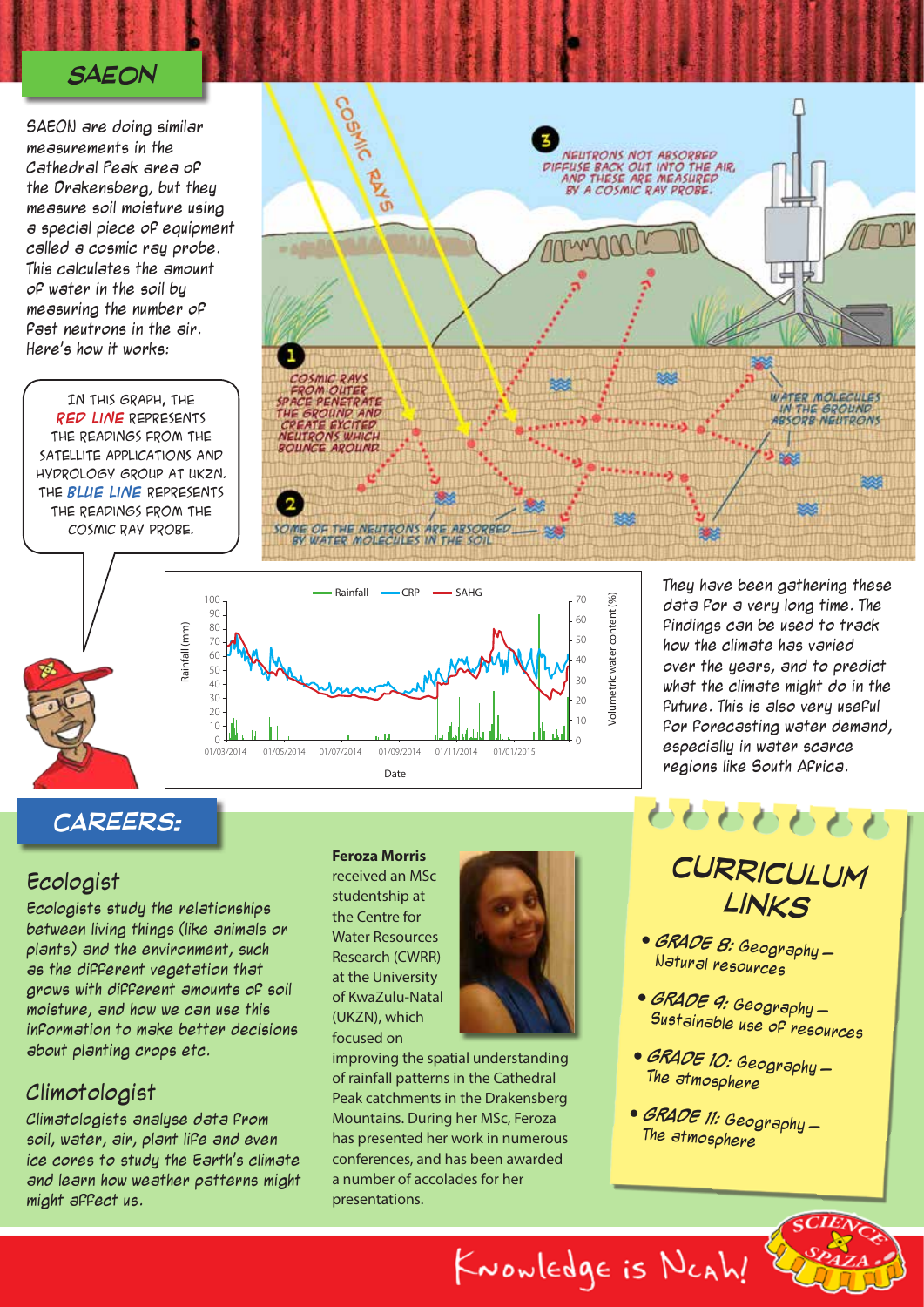## SAEON

SAEON are doing similar measurements in the Cathedral Peak area of the Drakensberg, but they measure soil moisture using a special piece of equipment called a cosmic ray probe. This calculates the amount of water in the soil by measuring the number of fast neutrons in the air. Here's how it works:

COSMIC RAYS

1. COSMIC RAYS FROM OUTER SPACE PENETRATE THE GROUND AND CREATE EXCITED NEUTRONS WHICH BOUNCE AROUND.
2. SOME OF THE NEUTRONS ARE ABSORBED BY WATER MOLECULES IN THE SOIL
3. NEUTRONS NOT ABSORBED DIFFUSE BACK OUT INTO THE AIR, AND THESE ARE MEASURED BY A COSMIC RAY PROBE.

WATER MOLECULES IN THE GROUND ABSORB NEUTRONS

IN THIS GRAPH, THE **RED LINE** REPRESENTS THE READINGS FROM THE SATELLITE APPLICATIONS AND HYDROLOGY GROUP AT UKZN. THE **BLUE LINE** REPRESENTS THE READINGS FROM THE COSMIC RAY PROBE.

They have been gathering these data for a very long time. The findings can be used to track how the climate has varied over the years, and to predict what the climate might do in the future. This is also very useful for forecasting water demand, especially in water scarce regions like South Africa.

## CAREERS:

### Ecologist

Ecologists study the relationships between living things (like animals or plants) and the environment, such as the different vegetation that grows with different amounts of soil moisture, and how we can use this information to make better decisions about planting crops etc.

### Climotologist

Climatologists analyse data from soil, water, air, plant life and even ice cores to study the Earth's climate and learn how weather patterns might might affect us.

**Feroza Morris** received an MSc studentship at the Centre for Water Resources Research (CWRR) at the University of KwaZulu-Natal (UKZN), which focused on improving the spatial understanding of rainfall patterns in the Cathedral Peak catchments in the Drakensberg Mountains. During her MSc, Feroza has presented her work in numerous conferences, and has been awarded a number of accolades for her presentations.

## CURRICULUM LINKS

- **GRADE 8:** Geography – Natural resources
- **GRADE 9:** Geography – Sustainable use of resources
- **GRADE 10:** Geography – The atmosphere
- **GRADE 11:** Geography – The atmosphere

Knowledge is Ncah!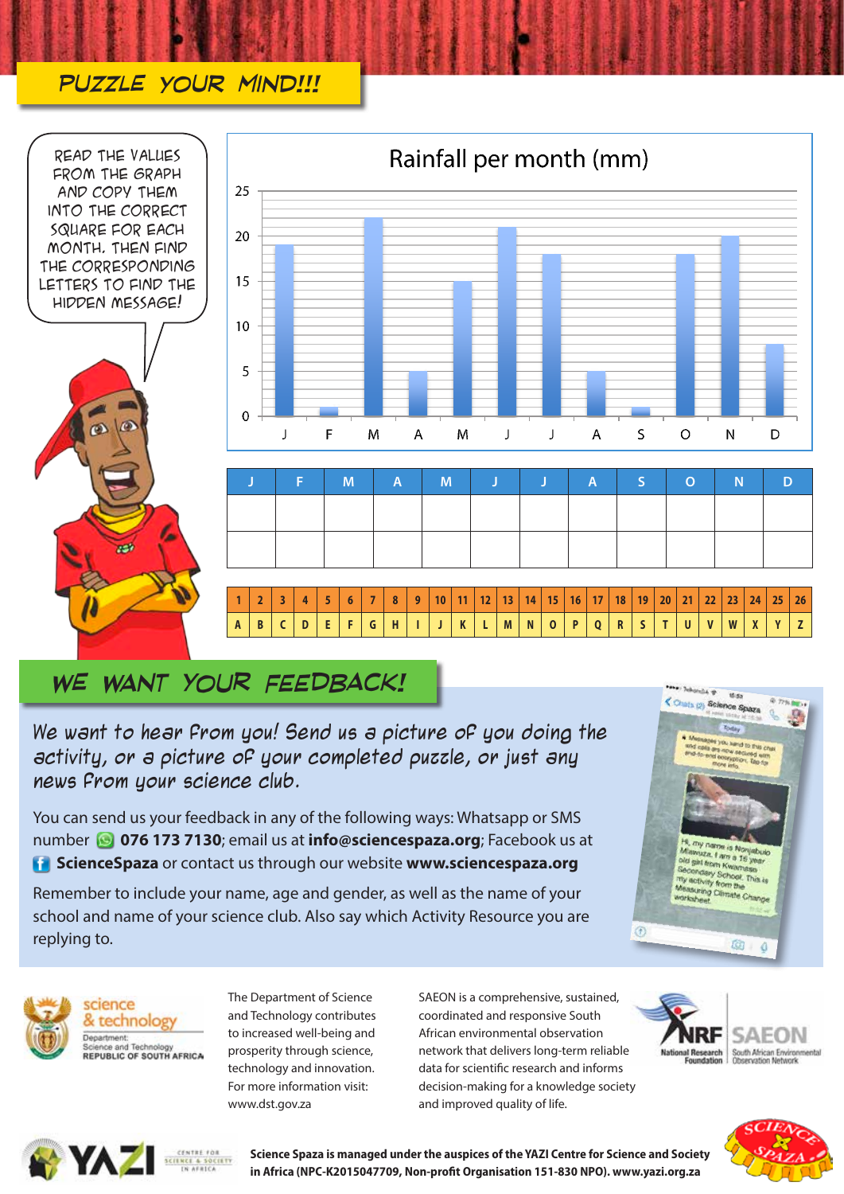## PUZZLE YOUR MIND!!!

READ THE VALUES FROM THE GRAPH AND COPY THEM INTO THE CORRECT SQUARE FOR EACH MONTH. THEN FIND THE CORRESPONDING LETTERS TO FIND THE HIDDEN MESSAGE!

Rainfall per month (mm)

25
20
15
10
5
0

J F M A M J J A S O N D

| J | F | M | A | M | J | J | A | S | O | N | D |
|---|---|---|---|---|---|---|---|---|---|---|---|
| | | | | | | | | | | | |
| | | | | | | | | | | | |

| 1 | 2 | 3 | 4 | 5 | 6 | 7 | 8 | 9 | 10 | 11 | 12 | 13 | 14 | 15 | 16 | 17 | 18 | 19 | 20 | 21 | 22 | 23 | 24 | 25 | 26 |
|---|---|---|---|---|---|---|---|---|---|---|---|---|---|---|---|---|---|---|---|---|---|---|---|---|---|
| A | B | C | D | E | F | G | H | I | J | K | L | M | N | O | P | Q | R | S | T | U | V | W | X | Y | Z |

## WE WANT YOUR FEEDBACK!

*We want to hear from you! Send us a picture of you doing the activity, or a picture of your completed puzzle, or just any news from your science club.*

You can send us your feedback in any of the following ways: Whatsapp or SMS number **076 173 7130**; email us at **info@sciencespaza.org**; Facebook us at **ScienceSpaza** or contact us through our website **www.sciencespaza.org**

Remember to include your name, age and gender, as well as the name of your school and name of your science club. Also say which Activity Resource you are replying to.

science & technology
Department: Science and Technology
REPUBLIC OF SOUTH AFRICA

The Department of Science and Technology contributes to increased well-being and prosperity through science, technology and innovation. For more information visit: www.dst.gov.za

SAEON is a comprehensive, sustained, coordinated and responsive South African environmental observation network that delivers long-term reliable data for scientific research and informs decision-making for a knowledge society and improved quality of life.

NRF National Research Foundation | SAEON South African Environmental Observation Network

YAZI Centre for Science & Society in Africa

**Science Spaza is managed under the auspices of the YAZI Centre for Science and Society in Africa (NPC-K2015047709, Non-profit Organisation 151-830 NPO). www.yazi.org.za**